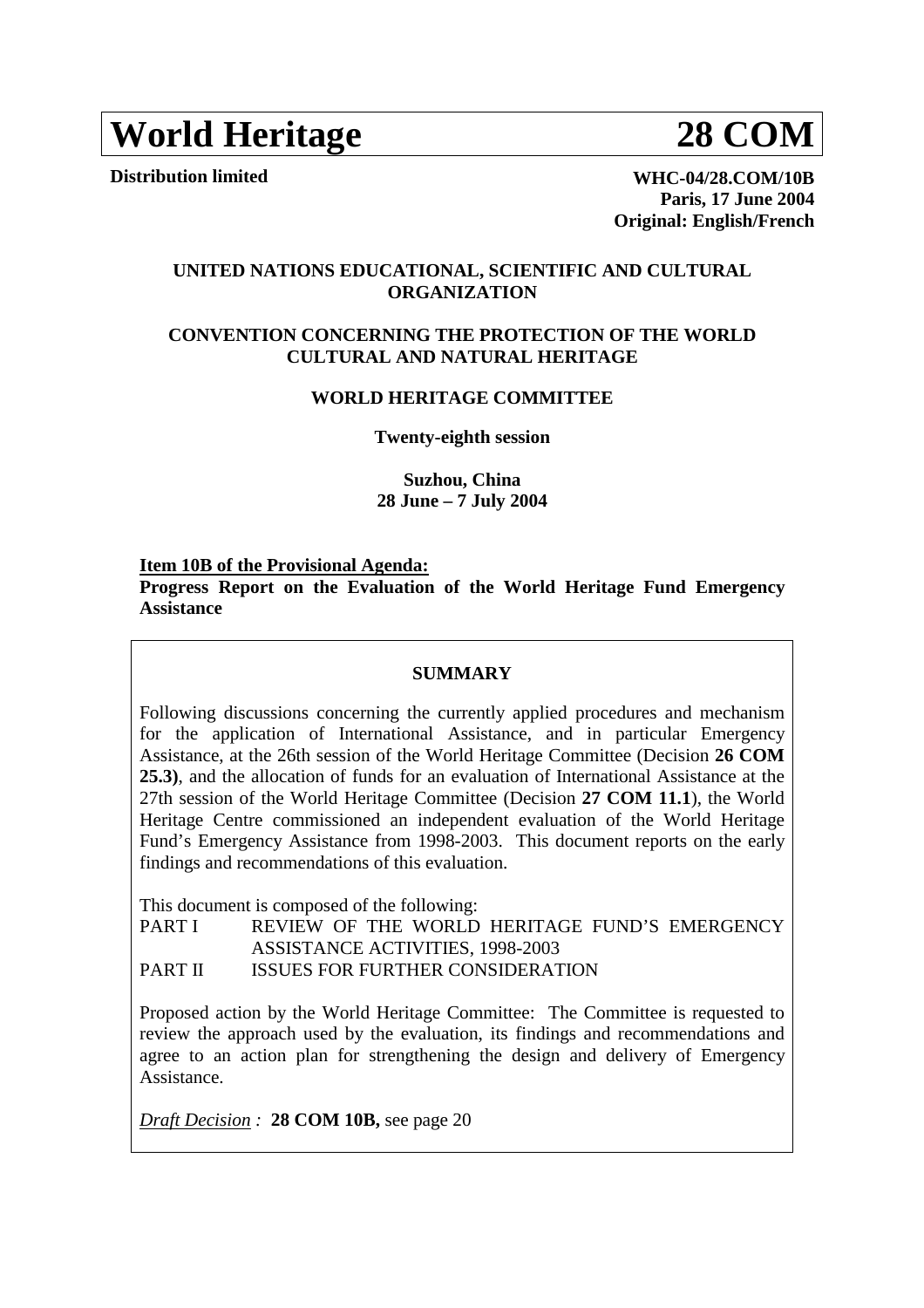# World Heritage 28 COM

**Distribution limited**

**WHC-04/28.COM/10B**
**Paris, 17 June 2004**
**Original: English/French**

**UNITED NATIONS EDUCATIONAL, SCIENTIFIC AND CULTURAL ORGANIZATION**

**CONVENTION CONCERNING THE PROTECTION OF THE WORLD CULTURAL AND NATURAL HERITAGE**

**WORLD HERITAGE COMMITTEE**

**Twenty-eighth session**

**Suzhou, China**
**28 June – 7 July 2004**

**Item 10B of the Provisional Agenda:**
**Progress Report on the Evaluation of the World Heritage Fund Emergency Assistance**

**SUMMARY**

Following discussions concerning the currently applied procedures and mechanism for the application of International Assistance, and in particular Emergency Assistance, at the 26th session of the World Heritage Committee (Decision **26 COM 25.3)**, and the allocation of funds for an evaluation of International Assistance at the 27th session of the World Heritage Committee (Decision **27 COM 11.1**), the World Heritage Centre commissioned an independent evaluation of the World Heritage Fund's Emergency Assistance from 1998-2003. This document reports on the early findings and recommendations of this evaluation.

This document is composed of the following:

PART I REVIEW OF THE WORLD HERITAGE FUND'S EMERGENCY ASSISTANCE ACTIVITIES, 1998-2003

PART II ISSUES FOR FURTHER CONSIDERATION

Proposed action by the World Heritage Committee: The Committee is requested to review the approach used by the evaluation, its findings and recommendations and agree to an action plan for strengthening the design and delivery of Emergency Assistance.

*Draft Decision :* **28 COM 10B,** see page 20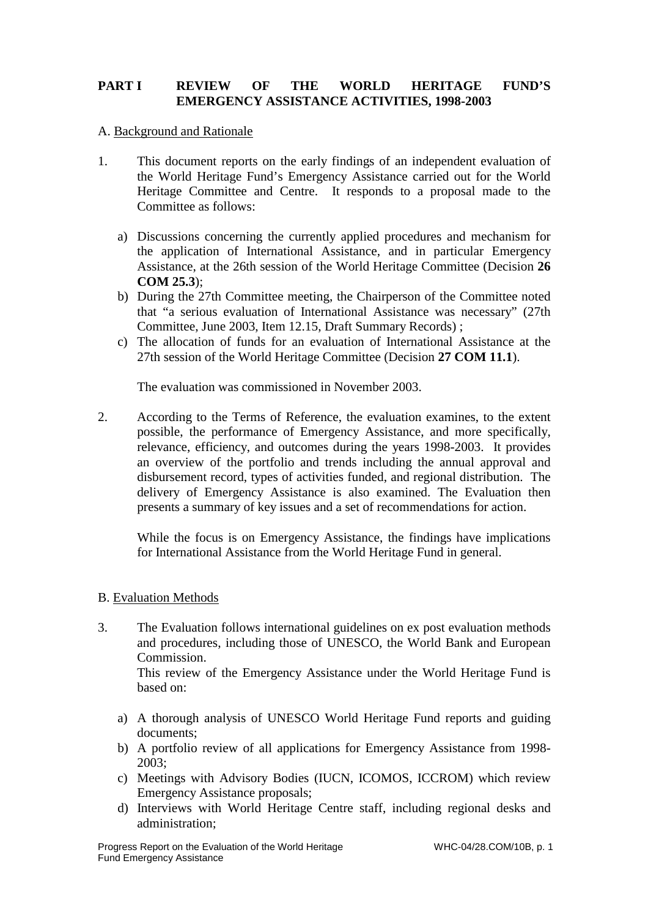## PART I REVIEW OF THE WORLD HERITAGE FUND'S EMERGENCY ASSISTANCE ACTIVITIES, 1998-2003

### A. Background and Rationale

1. This document reports on the early findings of an independent evaluation of the World Heritage Fund's Emergency Assistance carried out for the World Heritage Committee and Centre. It responds to a proposal made to the Committee as follows:

   a) Discussions concerning the currently applied procedures and mechanism for the application of International Assistance, and in particular Emergency Assistance, at the 26th session of the World Heritage Committee (Decision **26 COM 25.3**);
   b) During the 27th Committee meeting, the Chairperson of the Committee noted that "a serious evaluation of International Assistance was necessary" (27th Committee, June 2003, Item 12.15, Draft Summary Records) ;
   c) The allocation of funds for an evaluation of International Assistance at the 27th session of the World Heritage Committee (Decision **27 COM 11.1**).

   The evaluation was commissioned in November 2003.

2. According to the Terms of Reference, the evaluation examines, to the extent possible, the performance of Emergency Assistance, and more specifically, relevance, efficiency, and outcomes during the years 1998-2003. It provides an overview of the portfolio and trends including the annual approval and disbursement record, types of activities funded, and regional distribution. The delivery of Emergency Assistance is also examined. The Evaluation then presents a summary of key issues and a set of recommendations for action.

   While the focus is on Emergency Assistance, the findings have implications for International Assistance from the World Heritage Fund in general.

### B. Evaluation Methods

3. The Evaluation follows international guidelines on ex post evaluation methods and procedures, including those of UNESCO, the World Bank and European Commission.
   This review of the Emergency Assistance under the World Heritage Fund is based on:

   a) A thorough analysis of UNESCO World Heritage Fund reports and guiding documents;
   b) A portfolio review of all applications for Emergency Assistance from 1998-2003;
   c) Meetings with Advisory Bodies (IUCN, ICOMOS, ICCROM) which review Emergency Assistance proposals;
   d) Interviews with World Heritage Centre staff, including regional desks and administration;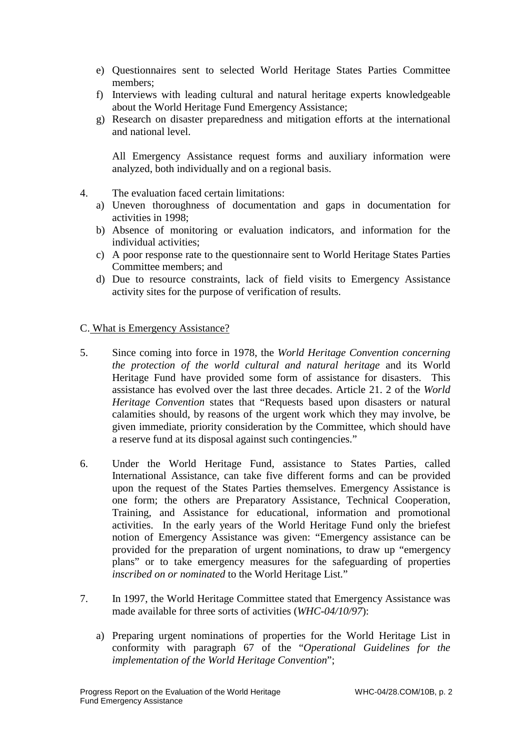e) Questionnaires sent to selected World Heritage States Parties Committee members;
f) Interviews with leading cultural and natural heritage experts knowledgeable about the World Heritage Fund Emergency Assistance;
g) Research on disaster preparedness and mitigation efforts at the international and national level.

All Emergency Assistance request forms and auxiliary information were analyzed, both individually and on a regional basis.

4. The evaluation faced certain limitations:
   a) Uneven thoroughness of documentation and gaps in documentation for activities in 1998;
   b) Absence of monitoring or evaluation indicators, and information for the individual activities;
   c) A poor response rate to the questionnaire sent to World Heritage States Parties Committee members; and
   d) Due to resource constraints, lack of field visits to Emergency Assistance activity sites for the purpose of verification of results.

## C. What is Emergency Assistance?

5. Since coming into force in 1978, the *World Heritage Convention concerning the protection of the world cultural and natural heritage* and its World Heritage Fund have provided some form of assistance for disasters. This assistance has evolved over the last three decades. Article 21. 2 of the *World Heritage Convention* states that "Requests based upon disasters or natural calamities should, by reasons of the urgent work which they may involve, be given immediate, priority consideration by the Committee, which should have a reserve fund at its disposal against such contingencies."

6. Under the World Heritage Fund, assistance to States Parties, called International Assistance, can take five different forms and can be provided upon the request of the States Parties themselves. Emergency Assistance is one form; the others are Preparatory Assistance, Technical Cooperation, Training, and Assistance for educational, information and promotional activities. In the early years of the World Heritage Fund only the briefest notion of Emergency Assistance was given: "Emergency assistance can be provided for the preparation of urgent nominations, to draw up "emergency plans" or to take emergency measures for the safeguarding of properties *inscribed on or nominated* to the World Heritage List."

7. In 1997, the World Heritage Committee stated that Emergency Assistance was made available for three sorts of activities (*WHC-04/10/97*):

   a) Preparing urgent nominations of properties for the World Heritage List in conformity with paragraph 67 of the "*Operational Guidelines for the implementation of the World Heritage Convention*";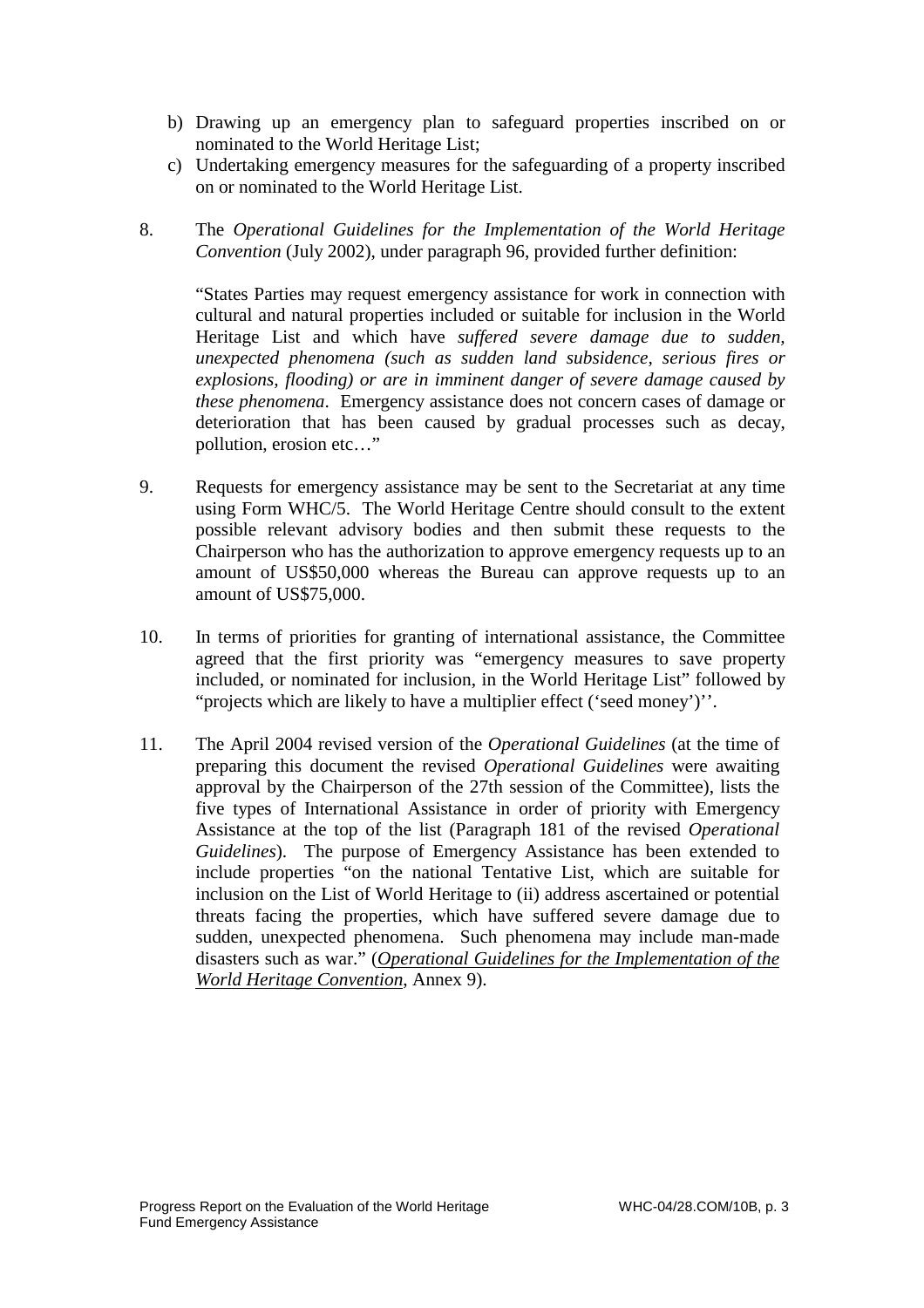b) Drawing up an emergency plan to safeguard properties inscribed on or nominated to the World Heritage List;
c) Undertaking emergency measures for the safeguarding of a property inscribed on or nominated to the World Heritage List.

8. The *Operational Guidelines for the Implementation of the World Heritage Convention* (July 2002), under paragraph 96, provided further definition:

   "States Parties may request emergency assistance for work in connection with cultural and natural properties included or suitable for inclusion in the World Heritage List and which have *suffered severe damage due to sudden, unexpected phenomena (such as sudden land subsidence, serious fires or explosions, flooding) or are in imminent danger of severe damage caused by these phenomena*. Emergency assistance does not concern cases of damage or deterioration that has been caused by gradual processes such as decay, pollution, erosion etc…"

9. Requests for emergency assistance may be sent to the Secretariat at any time using Form WHC/5. The World Heritage Centre should consult to the extent possible relevant advisory bodies and then submit these requests to the Chairperson who has the authorization to approve emergency requests up to an amount of US$50,000 whereas the Bureau can approve requests up to an amount of US$75,000.

10. In terms of priorities for granting of international assistance, the Committee agreed that the first priority was "emergency measures to save property included, or nominated for inclusion, in the World Heritage List" followed by "projects which are likely to have a multiplier effect ('seed money')''.

11. The April 2004 revised version of the *Operational Guidelines* (at the time of preparing this document the revised *Operational Guidelines* were awaiting approval by the Chairperson of the 27th session of the Committee), lists the five types of International Assistance in order of priority with Emergency Assistance at the top of the list (Paragraph 181 of the revised *Operational Guidelines*). The purpose of Emergency Assistance has been extended to include properties "on the national Tentative List, which are suitable for inclusion on the List of World Heritage to (ii) address ascertained or potential threats facing the properties, which have suffered severe damage due to sudden, unexpected phenomena. Such phenomena may include man-made disasters such as war." (*Operational Guidelines for the Implementation of the World Heritage Convention*, Annex 9).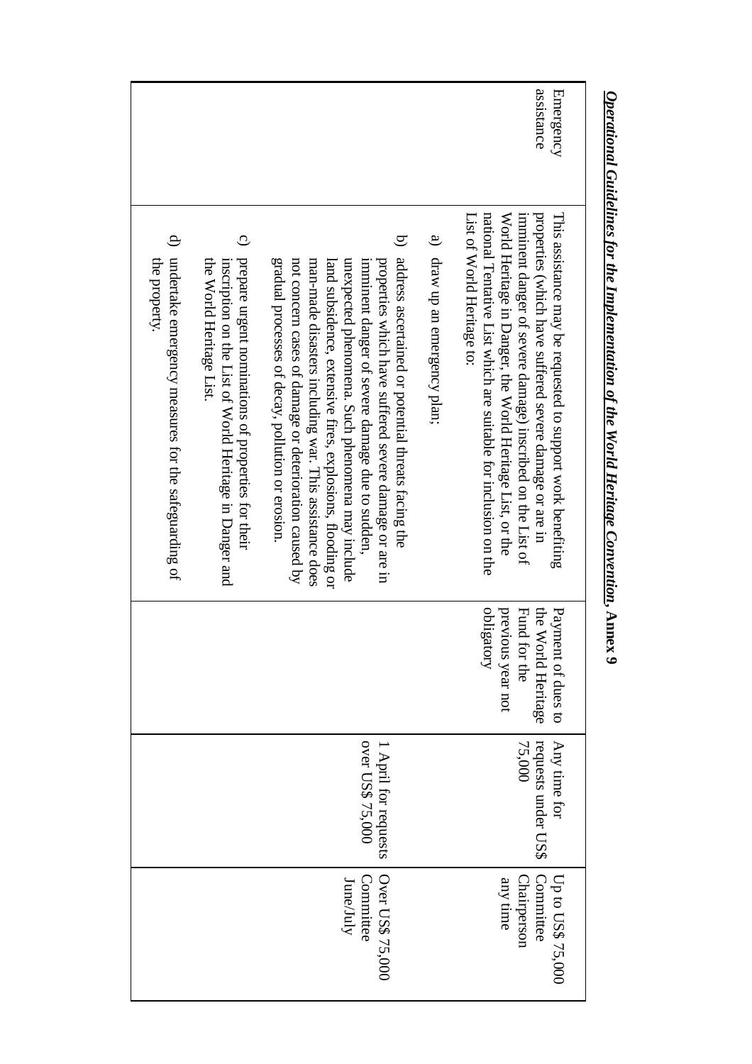| Emergency assistance | This assistance may be requested to support work benefiting properties (which have suffered severe damage or are in imminent danger of severe damage) inscribed on the List of World Heritage in Danger, the World Heritage List, or the national Tentative List which are suitable for inclusion on the List of World Heritage to:<br><br>a) draw up an emergency plan;<br><br>b) address ascertained or potential threats facing the properties which have suffered severe damage or are in imminent danger of severe damage due to sudden, unexpected phenomena. Such phenomena may include land subsidence, extensive fires, explosions, flooding or man-made disasters including war. This assistance does not concern cases of damage or deterioration caused by gradual processes of decay, pollution or erosion.<br><br>c) prepare urgent nominations of properties for their inscription on the List of World Heritage in Danger and the World Heritage List.<br><br>d) undertake emergency measures for the safeguarding of the property. | Payment of dues to the World Heritage Fund for the previous year not obligatory | Any time for requests under US$ 75,000<br><br>1 April for requests over US$ 75,000 | Up to US$ 75,000 Committee Chairperson any time<br><br>Over US$ 75,000 Committee June/July |
|---|---|---|---|---|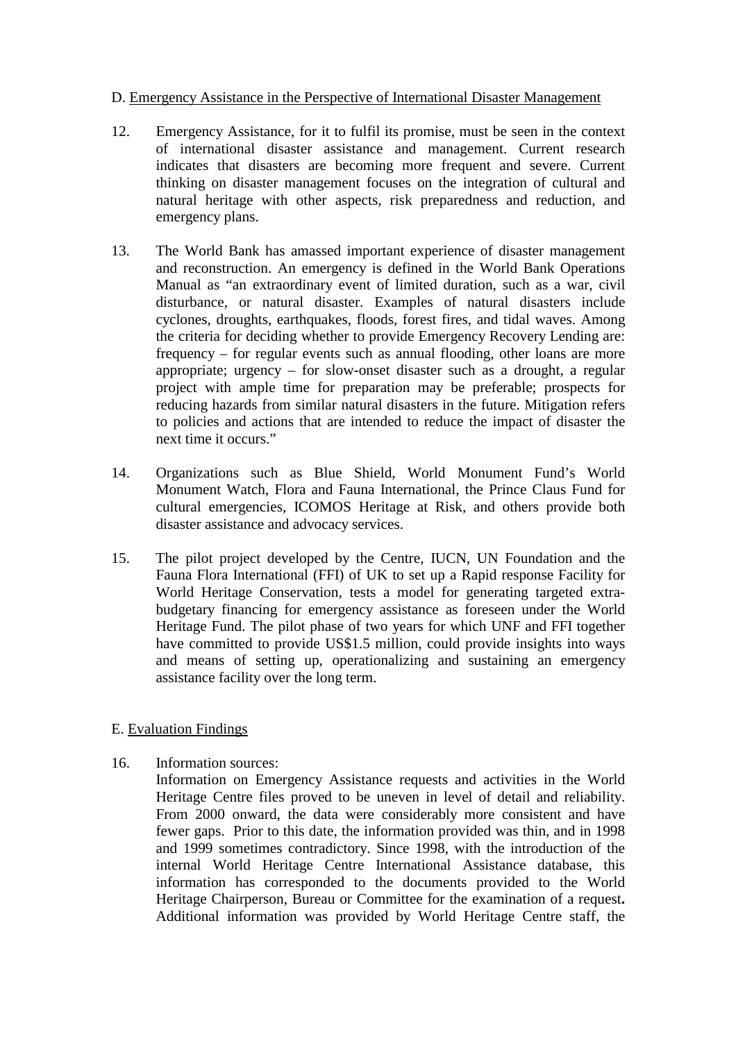D. Emergency Assistance in the Perspective of International Disaster Management

12. Emergency Assistance, for it to fulfil its promise, must be seen in the context of international disaster assistance and management. Current research indicates that disasters are becoming more frequent and severe. Current thinking on disaster management focuses on the integration of cultural and natural heritage with other aspects, risk preparedness and reduction, and emergency plans.

13. The World Bank has amassed important experience of disaster management and reconstruction. An emergency is defined in the World Bank Operations Manual as "an extraordinary event of limited duration, such as a war, civil disturbance, or natural disaster. Examples of natural disasters include cyclones, droughts, earthquakes, floods, forest fires, and tidal waves. Among the criteria for deciding whether to provide Emergency Recovery Lending are: frequency – for regular events such as annual flooding, other loans are more appropriate; urgency – for slow-onset disaster such as a drought, a regular project with ample time for preparation may be preferable; prospects for reducing hazards from similar natural disasters in the future. Mitigation refers to policies and actions that are intended to reduce the impact of disaster the next time it occurs."

14. Organizations such as Blue Shield, World Monument Fund's World Monument Watch, Flora and Fauna International, the Prince Claus Fund for cultural emergencies, ICOMOS Heritage at Risk, and others provide both disaster assistance and advocacy services.

15. The pilot project developed by the Centre, IUCN, UN Foundation and the Fauna Flora International (FFI) of UK to set up a Rapid response Facility for World Heritage Conservation, tests a model for generating targeted extra-budgetary financing for emergency assistance as foreseen under the World Heritage Fund. The pilot phase of two years for which UNF and FFI together have committed to provide US$1.5 million, could provide insights into ways and means of setting up, operationalizing and sustaining an emergency assistance facility over the long term.

E. Evaluation Findings

16. Information sources:
Information on Emergency Assistance requests and activities in the World Heritage Centre files proved to be uneven in level of detail and reliability. From 2000 onward, the data were considerably more consistent and have fewer gaps. Prior to this date, the information provided was thin, and in 1998 and 1999 sometimes contradictory. Since 1998, with the introduction of the internal World Heritage Centre International Assistance database, this information has corresponded to the documents provided to the World Heritage Chairperson, Bureau or Committee for the examination of a request**.** Additional information was provided by World Heritage Centre staff, the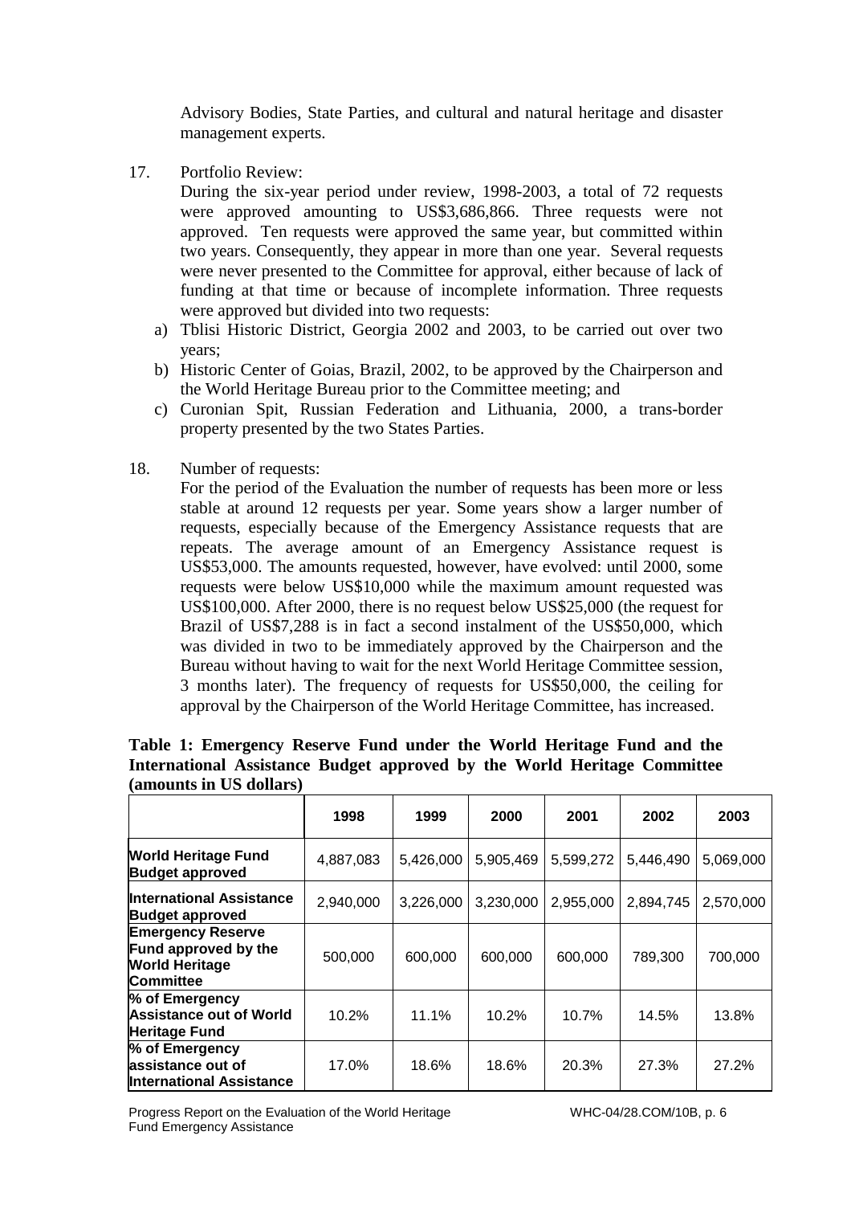Advisory Bodies, State Parties, and cultural and natural heritage and disaster management experts.

17. Portfolio Review:

    During the six-year period under review, 1998-2003, a total of 72 requests were approved amounting to US$3,686,866. Three requests were not approved. Ten requests were approved the same year, but committed within two years. Consequently, they appear in more than one year. Several requests were never presented to the Committee for approval, either because of lack of funding at that time or because of incomplete information. Three requests were approved but divided into two requests:

    a) Tblisi Historic District, Georgia 2002 and 2003, to be carried out over two years;
    b) Historic Center of Goias, Brazil, 2002, to be approved by the Chairperson and the World Heritage Bureau prior to the Committee meeting; and
    c) Curonian Spit, Russian Federation and Lithuania, 2000, a trans-border property presented by the two States Parties.

18. Number of requests:

    For the period of the Evaluation the number of requests has been more or less stable at around 12 requests per year. Some years show a larger number of requests, especially because of the Emergency Assistance requests that are repeats. The average amount of an Emergency Assistance request is US$53,000. The amounts requested, however, have evolved: until 2000, some requests were below US$10,000 while the maximum amount requested was US$100,000. After 2000, there is no request below US$25,000 (the request for Brazil of US$7,288 is in fact a second instalment of the US$50,000, which was divided in two to be immediately approved by the Chairperson and the Bureau without having to wait for the next World Heritage Committee session, 3 months later). The frequency of requests for US$50,000, the ceiling for approval by the Chairperson of the World Heritage Committee, has increased.

**Table 1: Emergency Reserve Fund under the World Heritage Fund and the International Assistance Budget approved by the World Heritage Committee (amounts in US dollars)**

| | 1998 | 1999 | 2000 | 2001 | 2002 | 2003 |
|---|---|---|---|---|---|---|
| **World Heritage Fund Budget approved** | 4,887,083 | 5,426,000 | 5,905,469 | 5,599,272 | 5,446,490 | 5,069,000 |
| **International Assistance Budget approved** | 2,940,000 | 3,226,000 | 3,230,000 | 2,955,000 | 2,894,745 | 2,570,000 |
| **Emergency Reserve Fund approved by the World Heritage Committee** | 500,000 | 600,000 | 600,000 | 600,000 | 789,300 | 700,000 |
| **% of Emergency Assistance out of World Heritage Fund** | 10.2% | 11.1% | 10.2% | 10.7% | 14.5% | 13.8% |
| **% of Emergency assistance out of International Assistance** | 17.0% | 18.6% | 18.6% | 20.3% | 27.3% | 27.2% |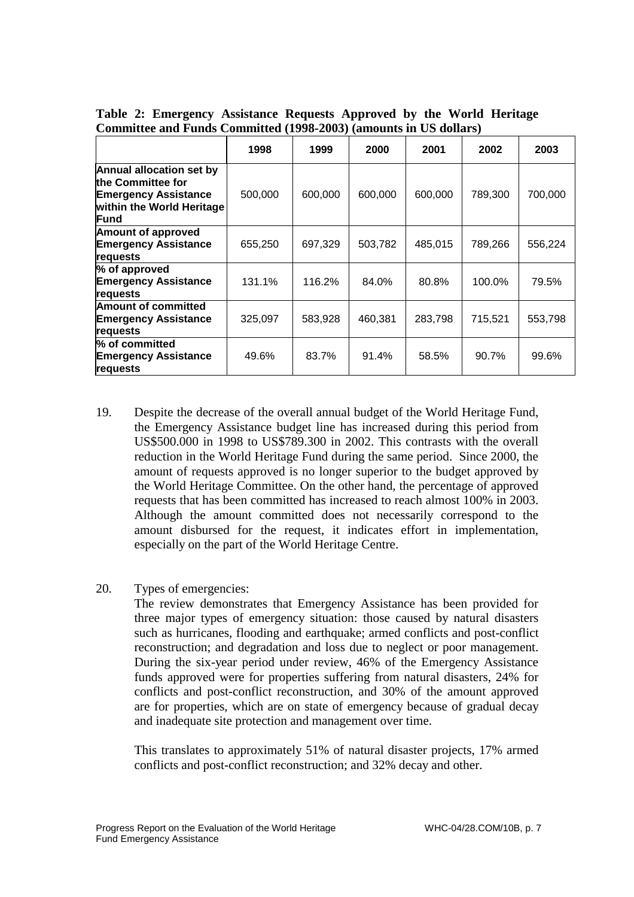**Table 2: Emergency Assistance Requests Approved by the World Heritage Committee and Funds Committed (1998-2003) (amounts in US dollars)**

| | 1998 | 1999 | 2000 | 2001 | 2002 | 2003 |
|---|---|---|---|---|---|---|
| **Annual allocation set by the Committee for Emergency Assistance within the World Heritage Fund** | 500,000 | 600,000 | 600,000 | 600,000 | 789,300 | 700,000 |
| **Amount of approved Emergency Assistance requests** | 655,250 | 697,329 | 503,782 | 485,015 | 789,266 | 556,224 |
| **% of approved Emergency Assistance requests** | 131.1% | 116.2% | 84.0% | 80.8% | 100.0% | 79.5% |
| **Amount of committed Emergency Assistance requests** | 325,097 | 583,928 | 460,381 | 283,798 | 715,521 | 553,798 |
| **% of committed Emergency Assistance requests** | 49.6% | 83.7% | 91.4% | 58.5% | 90.7% | 99.6% |

19. Despite the decrease of the overall annual budget of the World Heritage Fund, the Emergency Assistance budget line has increased during this period from US$500.000 in 1998 to US$789.300 in 2002. This contrasts with the overall reduction in the World Heritage Fund during the same period. Since 2000, the amount of requests approved is no longer superior to the budget approved by the World Heritage Committee. On the other hand, the percentage of approved requests that has been committed has increased to reach almost 100% in 2003. Although the amount committed does not necessarily correspond to the amount disbursed for the request, it indicates effort in implementation, especially on the part of the World Heritage Centre.

20. Types of emergencies:
The review demonstrates that Emergency Assistance has been provided for three major types of emergency situation: those caused by natural disasters such as hurricanes, flooding and earthquake; armed conflicts and post-conflict reconstruction; and degradation and loss due to neglect or poor management. During the six-year period under review, 46% of the Emergency Assistance funds approved were for properties suffering from natural disasters, 24% for conflicts and post-conflict reconstruction, and 30% of the amount approved are for properties, which are on state of emergency because of gradual decay and inadequate site protection and management over time.

This translates to approximately 51% of natural disaster projects, 17% armed conflicts and post-conflict reconstruction; and 32% decay and other.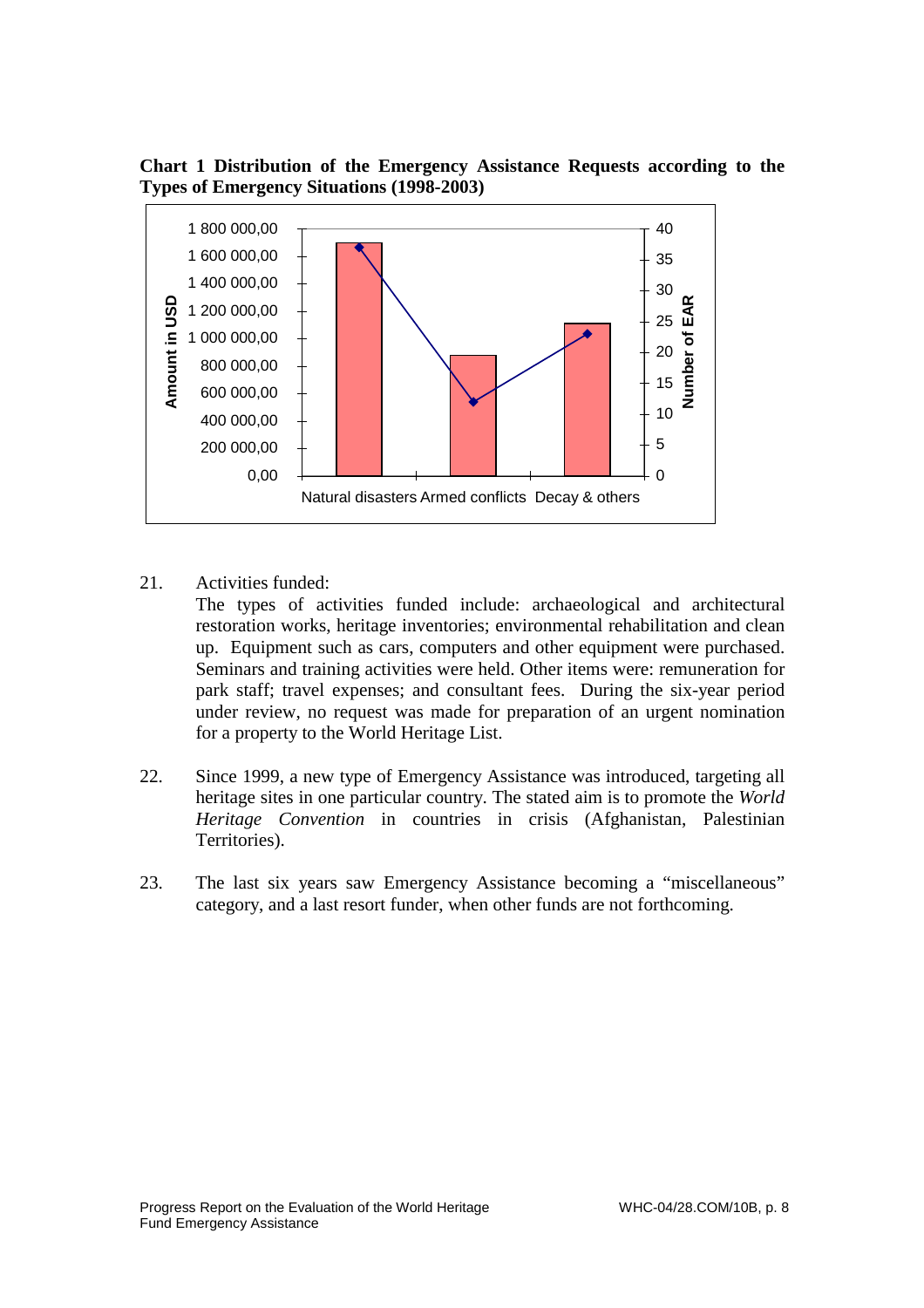**Chart 1 Distribution of the Emergency Assistance Requests according to the Types of Emergency Situations (1998-2003)**

21. Activities funded:

    The types of activities funded include: archaeological and architectural restoration works, heritage inventories; environmental rehabilitation and clean up. Equipment such as cars, computers and other equipment were purchased. Seminars and training activities were held. Other items were: remuneration for park staff; travel expenses; and consultant fees. During the six-year period under review, no request was made for preparation of an urgent nomination for a property to the World Heritage List.

22. Since 1999, a new type of Emergency Assistance was introduced, targeting all heritage sites in one particular country. The stated aim is to promote the *World Heritage Convention* in countries in crisis (Afghanistan, Palestinian Territories).

23. The last six years saw Emergency Assistance becoming a "miscellaneous" category, and a last resort funder, when other funds are not forthcoming.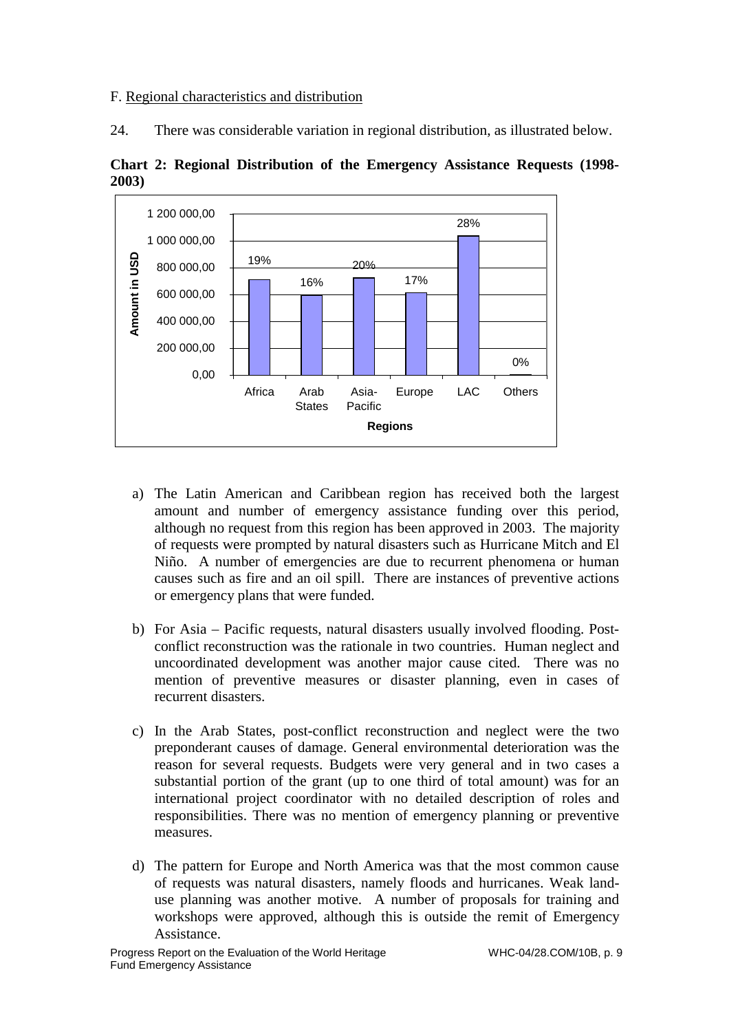F. Regional characteristics and distribution

24. There was considerable variation in regional distribution, as illustrated below.

**Chart 2: Regional Distribution of the Emergency Assistance Requests (1998-2003)**

| Regions | Share |
|---|---|
| Africa | 19% |
| Arab States | 16% |
| Asia-Pacific | 20% |
| Europe | 17% |
| LAC | 28% |
| Others | 0% |

a) The Latin American and Caribbean region has received both the largest amount and number of emergency assistance funding over this period, although no request from this region has been approved in 2003. The majority of requests were prompted by natural disasters such as Hurricane Mitch and El Niño. A number of emergencies are due to recurrent phenomena or human causes such as fire and an oil spill. There are instances of preventive actions or emergency plans that were funded.

b) For Asia – Pacific requests, natural disasters usually involved flooding. Post-conflict reconstruction was the rationale in two countries. Human neglect and uncoordinated development was another major cause cited. There was no mention of preventive measures or disaster planning, even in cases of recurrent disasters.

c) In the Arab States, post-conflict reconstruction and neglect were the two preponderant causes of damage. General environmental deterioration was the reason for several requests. Budgets were very general and in two cases a substantial portion of the grant (up to one third of total amount) was for an international project coordinator with no detailed description of roles and responsibilities. There was no mention of emergency planning or preventive measures.

d) The pattern for Europe and North America was that the most common cause of requests was natural disasters, namely floods and hurricanes. Weak land-use planning was another motive. A number of proposals for training and workshops were approved, although this is outside the remit of Emergency Assistance.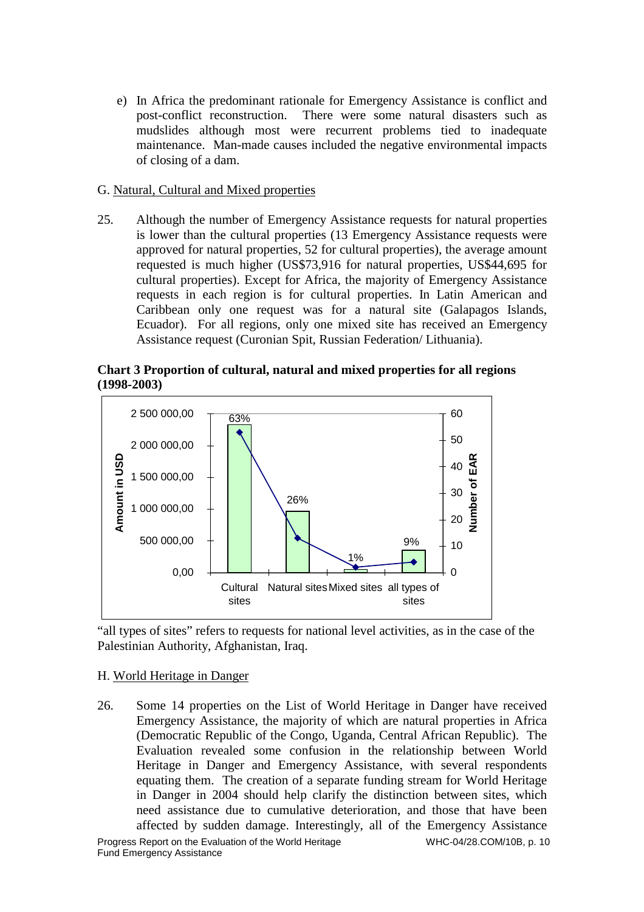e) In Africa the predominant rationale for Emergency Assistance is conflict and post-conflict reconstruction. There were some natural disasters such as mudslides although most were recurrent problems tied to inadequate maintenance. Man-made causes included the negative environmental impacts of closing of a dam.

G. Natural, Cultural and Mixed properties

25. Although the number of Emergency Assistance requests for natural properties is lower than the cultural properties (13 Emergency Assistance requests were approved for natural properties, 52 for cultural properties), the average amount requested is much higher (US$73,916 for natural properties, US$44,695 for cultural properties). Except for Africa, the majority of Emergency Assistance requests in each region is for cultural properties. In Latin American and Caribbean only one request was for a natural site (Galapagos Islands, Ecuador). For all regions, only one mixed site has received an Emergency Assistance request (Curonian Spit, Russian Federation/ Lithuania).

**Chart 3 Proportion of cultural, natural and mixed properties for all regions (1998-2003)**

| | Cultural sites | Natural sites | Mixed sites | all types of sites |
|---|---|---|---|---|
| Proportion | 63% | 26% | 1% | 9% |

"all types of sites" refers to requests for national level activities, as in the case of the Palestinian Authority, Afghanistan, Iraq.

H. World Heritage in Danger

26. Some 14 properties on the List of World Heritage in Danger have received Emergency Assistance, the majority of which are natural properties in Africa (Democratic Republic of the Congo, Uganda, Central African Republic). The Evaluation revealed some confusion in the relationship between World Heritage in Danger and Emergency Assistance, with several respondents equating them. The creation of a separate funding stream for World Heritage in Danger in 2004 should help clarify the distinction between sites, which need assistance due to cumulative deterioration, and those that have been affected by sudden damage. Interestingly, all of the Emergency Assistance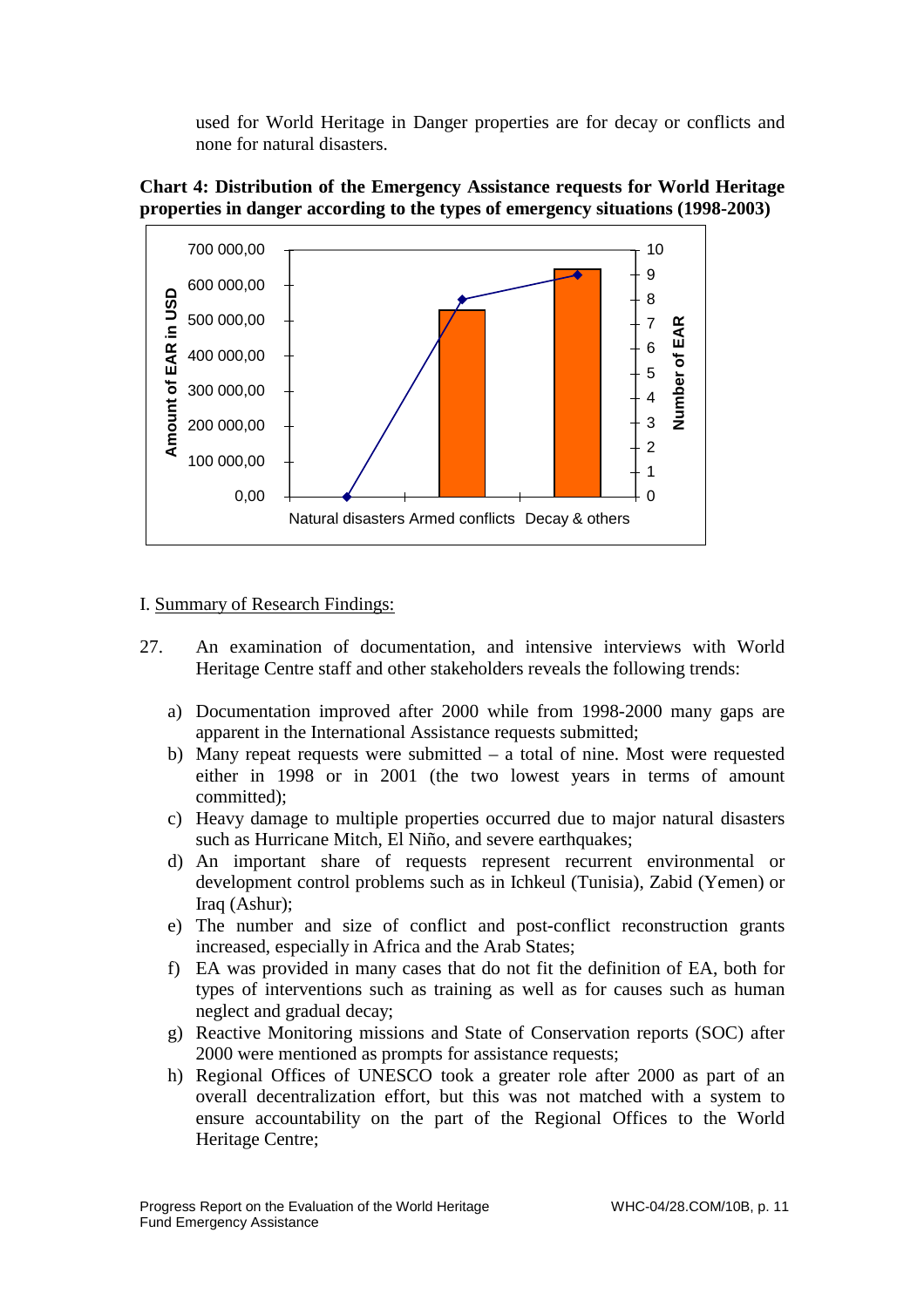used for World Heritage in Danger properties are for decay or conflicts and none for natural disasters.

**Chart 4: Distribution of the Emergency Assistance requests for World Heritage properties in danger according to the types of emergency situations (1998-2003)**

I. Summary of Research Findings:

27. An examination of documentation, and intensive interviews with World Heritage Centre staff and other stakeholders reveals the following trends:

a) Documentation improved after 2000 while from 1998-2000 many gaps are apparent in the International Assistance requests submitted;

b) Many repeat requests were submitted – a total of nine. Most were requested either in 1998 or in 2001 (the two lowest years in terms of amount committed);

c) Heavy damage to multiple properties occurred due to major natural disasters such as Hurricane Mitch, El Niño, and severe earthquakes;

d) An important share of requests represent recurrent environmental or development control problems such as in Ichkeul (Tunisia), Zabid (Yemen) or Iraq (Ashur);

e) The number and size of conflict and post-conflict reconstruction grants increased, especially in Africa and the Arab States;

f) EA was provided in many cases that do not fit the definition of EA, both for types of interventions such as training as well as for causes such as human neglect and gradual decay;

g) Reactive Monitoring missions and State of Conservation reports (SOC) after 2000 were mentioned as prompts for assistance requests;

h) Regional Offices of UNESCO took a greater role after 2000 as part of an overall decentralization effort, but this was not matched with a system to ensure accountability on the part of the Regional Offices to the World Heritage Centre;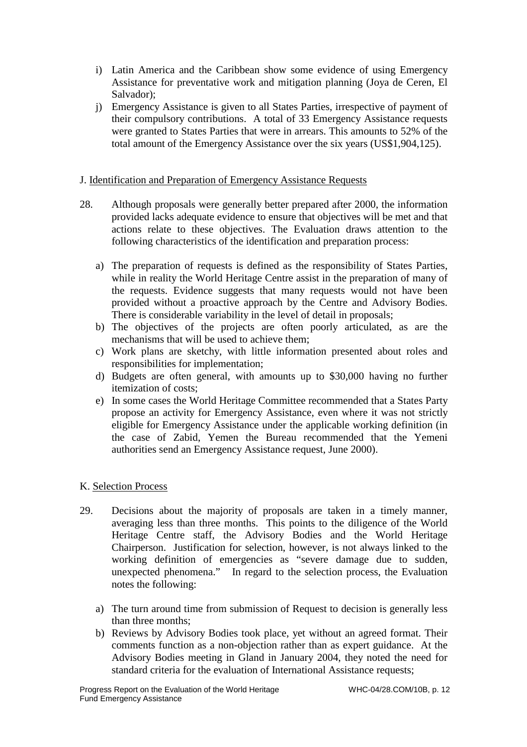i) Latin America and the Caribbean show some evidence of using Emergency Assistance for preventative work and mitigation planning (Joya de Ceren, El Salvador);

j) Emergency Assistance is given to all States Parties, irrespective of payment of their compulsory contributions. A total of 33 Emergency Assistance requests were granted to States Parties that were in arrears. This amounts to 52% of the total amount of the Emergency Assistance over the six years (US$1,904,125).

J. <u>Identification and Preparation of Emergency Assistance Requests</u>

28. Although proposals were generally better prepared after 2000, the information provided lacks adequate evidence to ensure that objectives will be met and that actions relate to these objectives. The Evaluation draws attention to the following characteristics of the identification and preparation process:

a) The preparation of requests is defined as the responsibility of States Parties, while in reality the World Heritage Centre assist in the preparation of many of the requests. Evidence suggests that many requests would not have been provided without a proactive approach by the Centre and Advisory Bodies. There is considerable variability in the level of detail in proposals;
b) The objectives of the projects are often poorly articulated, as are the mechanisms that will be used to achieve them;
c) Work plans are sketchy, with little information presented about roles and responsibilities for implementation;
d) Budgets are often general, with amounts up to $30,000 having no further itemization of costs;
e) In some cases the World Heritage Committee recommended that a States Party propose an activity for Emergency Assistance, even where it was not strictly eligible for Emergency Assistance under the applicable working definition (in the case of Zabid, Yemen the Bureau recommended that the Yemeni authorities send an Emergency Assistance request, June 2000).

K. <u>Selection Process</u>

29. Decisions about the majority of proposals are taken in a timely manner, averaging less than three months. This points to the diligence of the World Heritage Centre staff, the Advisory Bodies and the World Heritage Chairperson. Justification for selection, however, is not always linked to the working definition of emergencies as "severe damage due to sudden, unexpected phenomena." In regard to the selection process, the Evaluation notes the following:

a) The turn around time from submission of Request to decision is generally less than three months;
b) Reviews by Advisory Bodies took place, yet without an agreed format. Their comments function as a non-objection rather than as expert guidance. At the Advisory Bodies meeting in Gland in January 2004, they noted the need for standard criteria for the evaluation of International Assistance requests;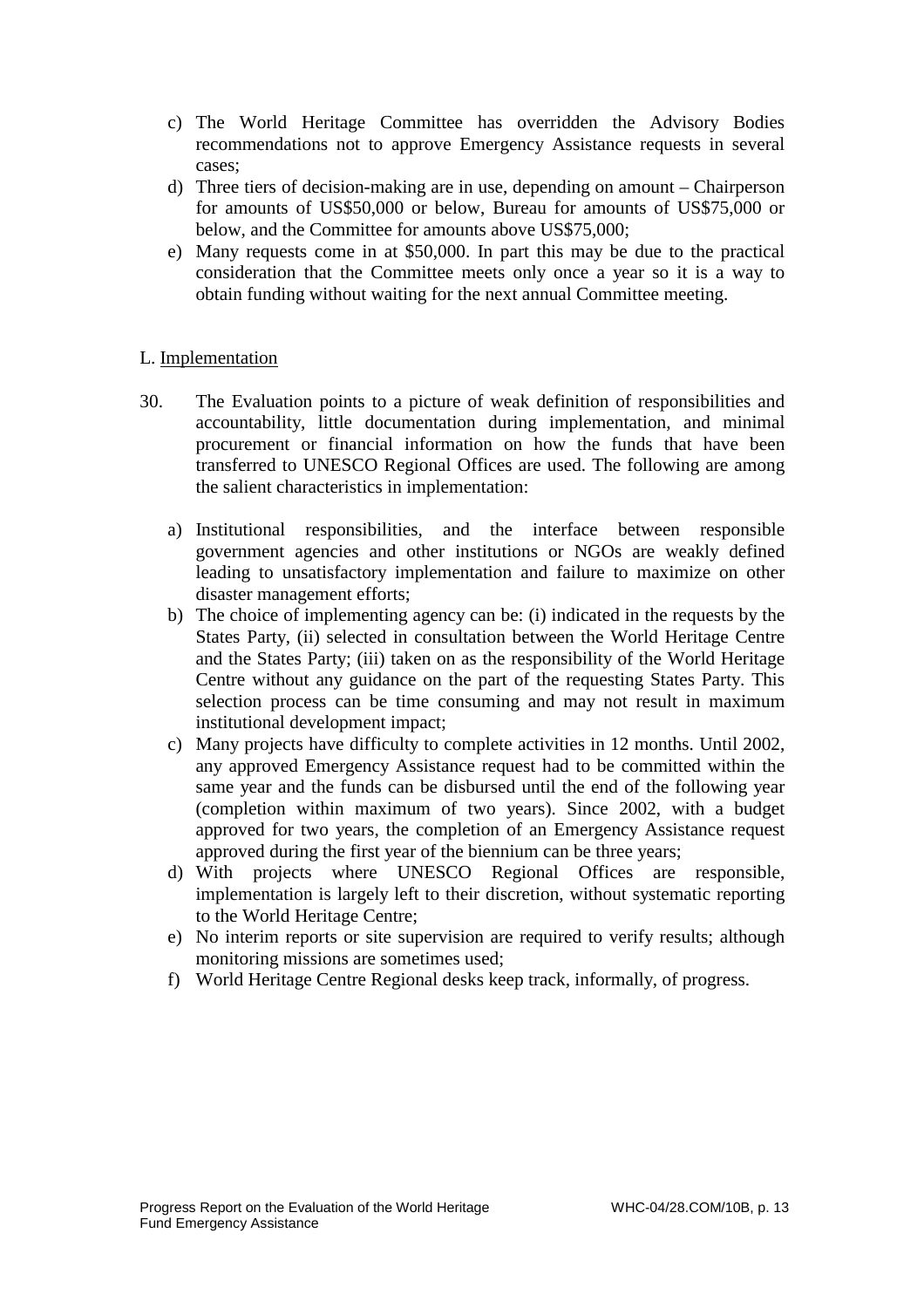c) The World Heritage Committee has overridden the Advisory Bodies recommendations not to approve Emergency Assistance requests in several cases;
d) Three tiers of decision-making are in use, depending on amount – Chairperson for amounts of US$50,000 or below, Bureau for amounts of US$75,000 or below, and the Committee for amounts above US$75,000;
e) Many requests come in at $50,000. In part this may be due to the practical consideration that the Committee meets only once a year so it is a way to obtain funding without waiting for the next annual Committee meeting.

L. Implementation

30. The Evaluation points to a picture of weak definition of responsibilities and accountability, little documentation during implementation, and minimal procurement or financial information on how the funds that have been transferred to UNESCO Regional Offices are used. The following are among the salient characteristics in implementation:

a) Institutional responsibilities, and the interface between responsible government agencies and other institutions or NGOs are weakly defined leading to unsatisfactory implementation and failure to maximize on other disaster management efforts;
b) The choice of implementing agency can be: (i) indicated in the requests by the States Party, (ii) selected in consultation between the World Heritage Centre and the States Party; (iii) taken on as the responsibility of the World Heritage Centre without any guidance on the part of the requesting States Party. This selection process can be time consuming and may not result in maximum institutional development impact;
c) Many projects have difficulty to complete activities in 12 months. Until 2002, any approved Emergency Assistance request had to be committed within the same year and the funds can be disbursed until the end of the following year (completion within maximum of two years). Since 2002, with a budget approved for two years, the completion of an Emergency Assistance request approved during the first year of the biennium can be three years;
d) With projects where UNESCO Regional Offices are responsible, implementation is largely left to their discretion, without systematic reporting to the World Heritage Centre;
e) No interim reports or site supervision are required to verify results; although monitoring missions are sometimes used;
f) World Heritage Centre Regional desks keep track, informally, of progress.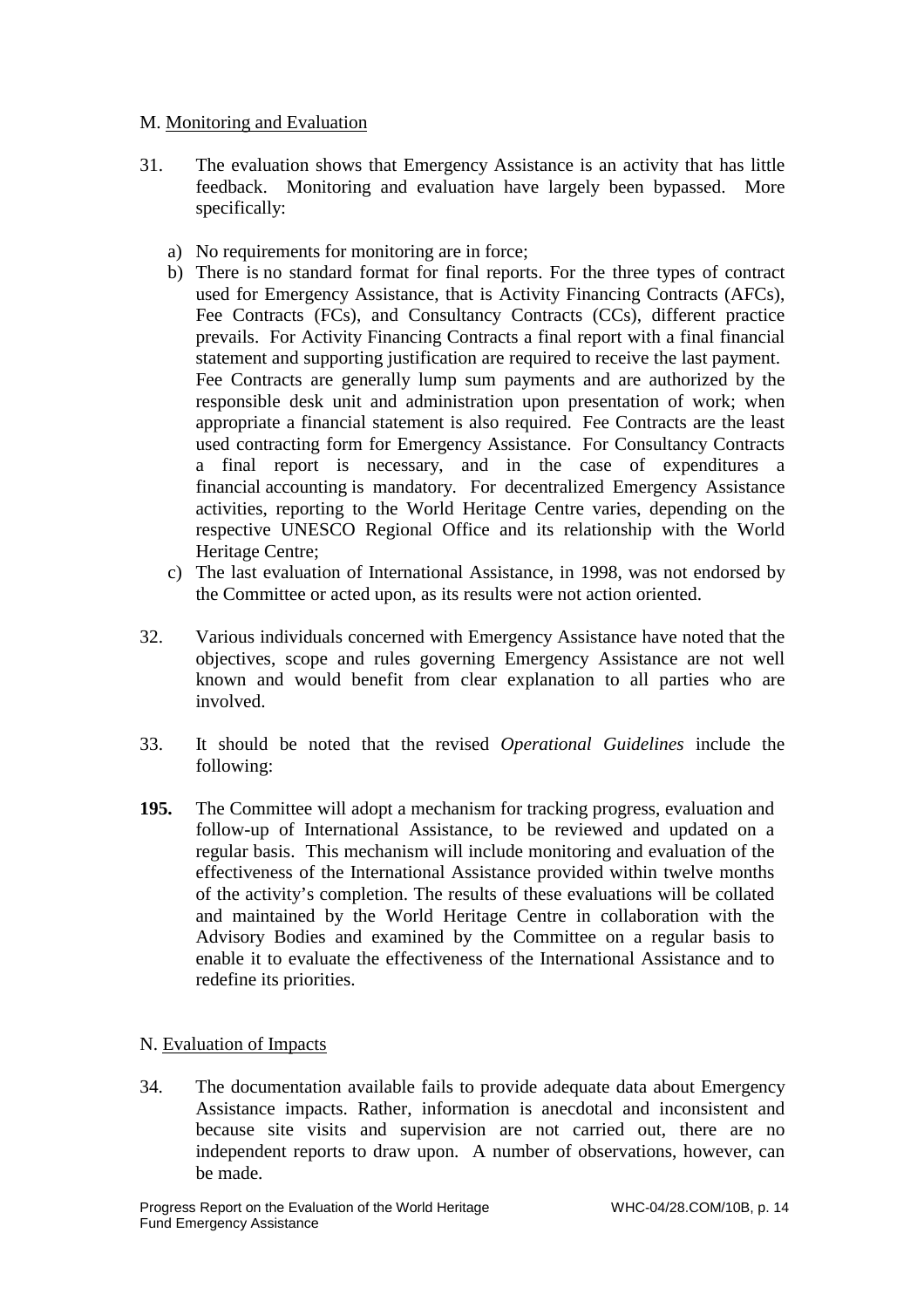M. Monitoring and Evaluation

31. The evaluation shows that Emergency Assistance is an activity that has little feedback. Monitoring and evaluation have largely been bypassed. More specifically:

   a) No requirements for monitoring are in force;
   b) There is no standard format for final reports. For the three types of contract used for Emergency Assistance, that is Activity Financing Contracts (AFCs), Fee Contracts (FCs), and Consultancy Contracts (CCs), different practice prevails. For Activity Financing Contracts a final report with a final financial statement and supporting justification are required to receive the last payment. Fee Contracts are generally lump sum payments and are authorized by the responsible desk unit and administration upon presentation of work; when appropriate a financial statement is also required. Fee Contracts are the least used contracting form for Emergency Assistance. For Consultancy Contracts a final report is necessary, and in the case of expenditures a financial accounting is mandatory. For decentralized Emergency Assistance activities, reporting to the World Heritage Centre varies, depending on the respective UNESCO Regional Office and its relationship with the World Heritage Centre;
   c) The last evaluation of International Assistance, in 1998, was not endorsed by the Committee or acted upon, as its results were not action oriented.

32. Various individuals concerned with Emergency Assistance have noted that the objectives, scope and rules governing Emergency Assistance are not well known and would benefit from clear explanation to all parties who are involved.

33. It should be noted that the revised *Operational Guidelines* include the following:

**195.** The Committee will adopt a mechanism for tracking progress, evaluation and follow-up of International Assistance, to be reviewed and updated on a regular basis. This mechanism will include monitoring and evaluation of the effectiveness of the International Assistance provided within twelve months of the activity's completion. The results of these evaluations will be collated and maintained by the World Heritage Centre in collaboration with the Advisory Bodies and examined by the Committee on a regular basis to enable it to evaluate the effectiveness of the International Assistance and to redefine its priorities.

N. Evaluation of Impacts

34. The documentation available fails to provide adequate data about Emergency Assistance impacts. Rather, information is anecdotal and inconsistent and because site visits and supervision are not carried out, there are no independent reports to draw upon. A number of observations, however, can be made.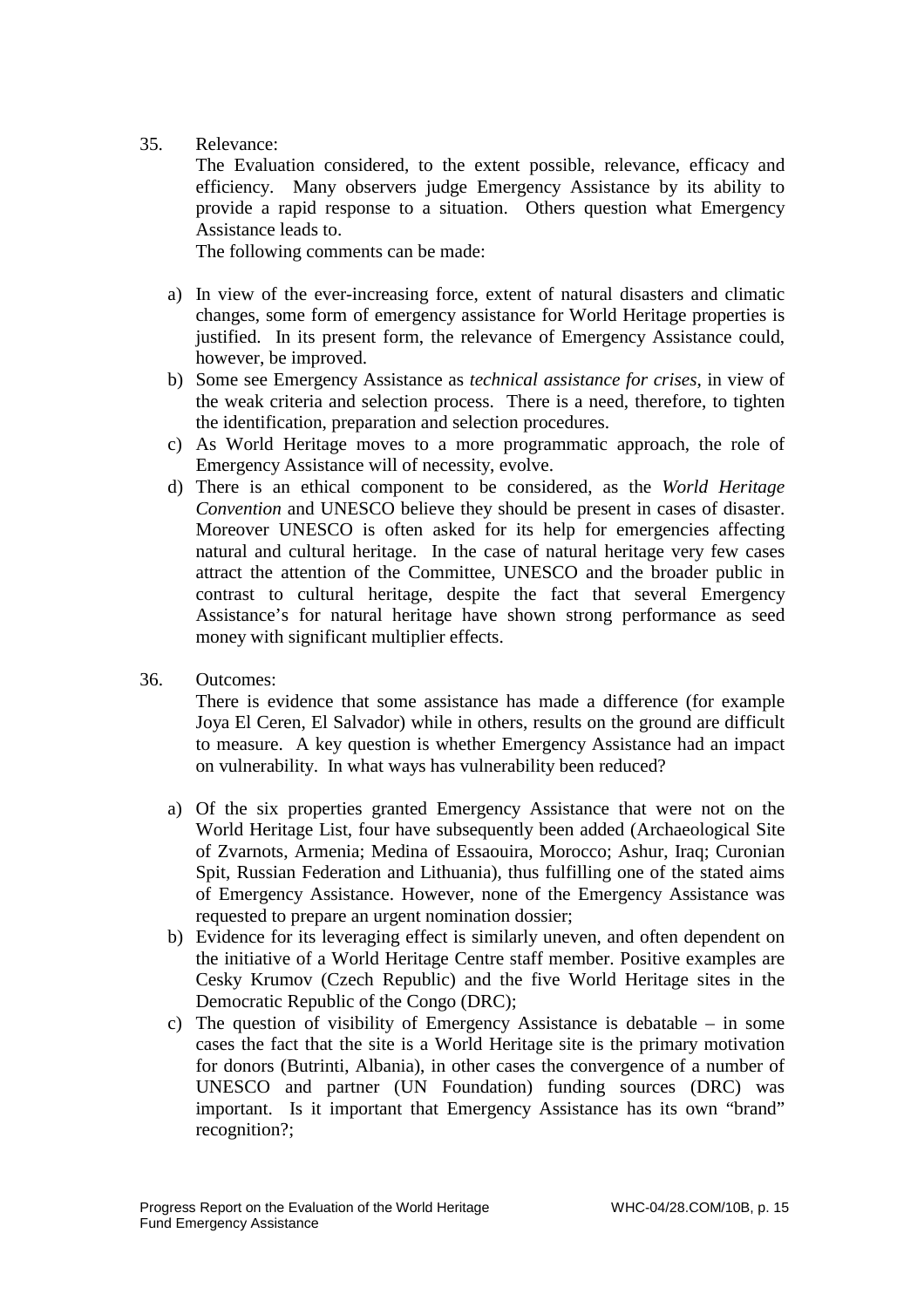35. Relevance:

The Evaluation considered, to the extent possible, relevance, efficacy and efficiency. Many observers judge Emergency Assistance by its ability to provide a rapid response to a situation. Others question what Emergency Assistance leads to.

The following comments can be made:

a) In view of the ever-increasing force, extent of natural disasters and climatic changes, some form of emergency assistance for World Heritage properties is justified. In its present form, the relevance of Emergency Assistance could, however, be improved.
b) Some see Emergency Assistance as *technical assistance for crises*, in view of the weak criteria and selection process. There is a need, therefore, to tighten the identification, preparation and selection procedures.
c) As World Heritage moves to a more programmatic approach, the role of Emergency Assistance will of necessity, evolve.
d) There is an ethical component to be considered, as the *World Heritage Convention* and UNESCO believe they should be present in cases of disaster. Moreover UNESCO is often asked for its help for emergencies affecting natural and cultural heritage. In the case of natural heritage very few cases attract the attention of the Committee, UNESCO and the broader public in contrast to cultural heritage, despite the fact that several Emergency Assistance's for natural heritage have shown strong performance as seed money with significant multiplier effects.

36. Outcomes:

There is evidence that some assistance has made a difference (for example Joya El Ceren, El Salvador) while in others, results on the ground are difficult to measure. A key question is whether Emergency Assistance had an impact on vulnerability. In what ways has vulnerability been reduced?

a) Of the six properties granted Emergency Assistance that were not on the World Heritage List, four have subsequently been added (Archaeological Site of Zvarnots, Armenia; Medina of Essaouira, Morocco; Ashur, Iraq; Curonian Spit, Russian Federation and Lithuania), thus fulfilling one of the stated aims of Emergency Assistance. However, none of the Emergency Assistance was requested to prepare an urgent nomination dossier;
b) Evidence for its leveraging effect is similarly uneven, and often dependent on the initiative of a World Heritage Centre staff member. Positive examples are Cesky Krumov (Czech Republic) and the five World Heritage sites in the Democratic Republic of the Congo (DRC);
c) The question of visibility of Emergency Assistance is debatable – in some cases the fact that the site is a World Heritage site is the primary motivation for donors (Butrinti, Albania), in other cases the convergence of a number of UNESCO and partner (UN Foundation) funding sources (DRC) was important. Is it important that Emergency Assistance has its own "brand" recognition?;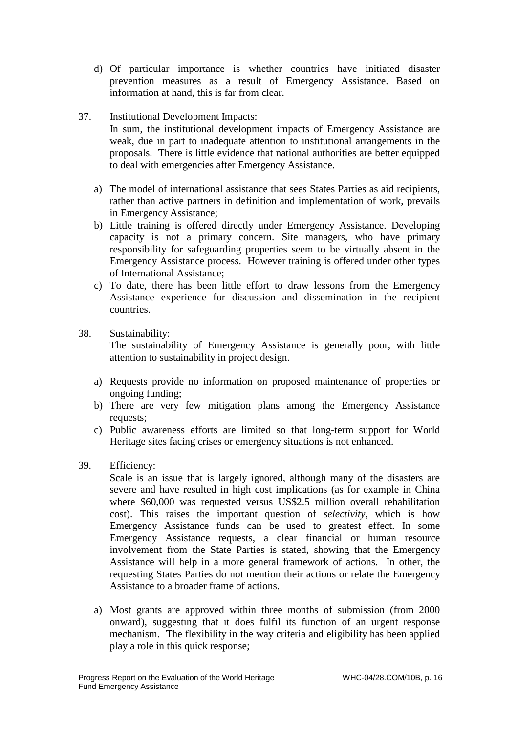d) Of particular importance is whether countries have initiated disaster prevention measures as a result of Emergency Assistance. Based on information at hand, this is far from clear.

37. Institutional Development Impacts:
In sum, the institutional development impacts of Emergency Assistance are weak, due in part to inadequate attention to institutional arrangements in the proposals. There is little evidence that national authorities are better equipped to deal with emergencies after Emergency Assistance.

a) The model of international assistance that sees States Parties as aid recipients, rather than active partners in definition and implementation of work, prevails in Emergency Assistance;
b) Little training is offered directly under Emergency Assistance. Developing capacity is not a primary concern. Site managers, who have primary responsibility for safeguarding properties seem to be virtually absent in the Emergency Assistance process. However training is offered under other types of International Assistance;
c) To date, there has been little effort to draw lessons from the Emergency Assistance experience for discussion and dissemination in the recipient countries.

38. Sustainability:
The sustainability of Emergency Assistance is generally poor, with little attention to sustainability in project design.

a) Requests provide no information on proposed maintenance of properties or ongoing funding;
b) There are very few mitigation plans among the Emergency Assistance requests;
c) Public awareness efforts are limited so that long-term support for World Heritage sites facing crises or emergency situations is not enhanced.

39. Efficiency:
Scale is an issue that is largely ignored, although many of the disasters are severe and have resulted in high cost implications (as for example in China where $60,000 was requested versus US$2.5 million overall rehabilitation cost). This raises the important question of *selectivity*, which is how Emergency Assistance funds can be used to greatest effect. In some Emergency Assistance requests, a clear financial or human resource involvement from the State Parties is stated, showing that the Emergency Assistance will help in a more general framework of actions. In other, the requesting States Parties do not mention their actions or relate the Emergency Assistance to a broader frame of actions.

a) Most grants are approved within three months of submission (from 2000 onward), suggesting that it does fulfil its function of an urgent response mechanism. The flexibility in the way criteria and eligibility has been applied play a role in this quick response;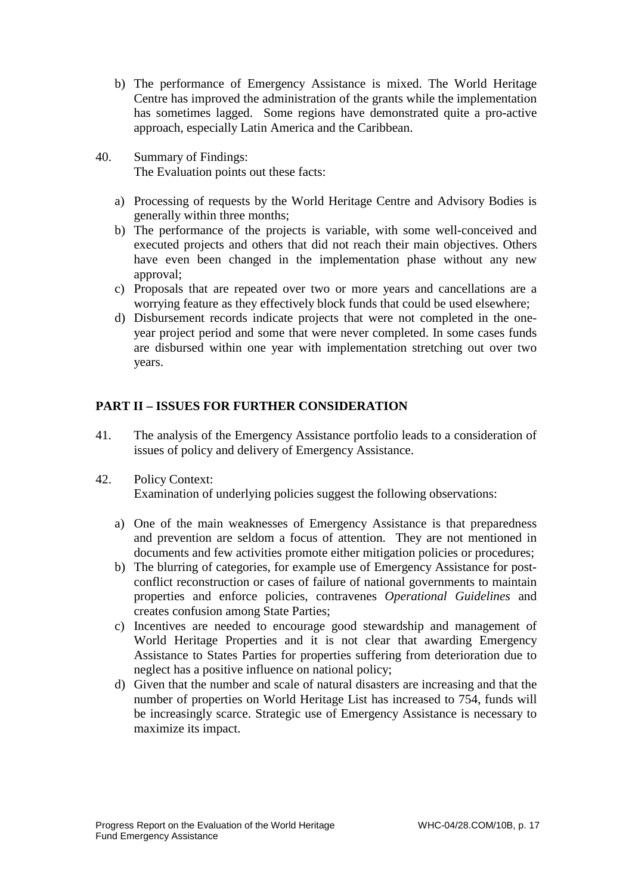b) The performance of Emergency Assistance is mixed. The World Heritage Centre has improved the administration of the grants while the implementation has sometimes lagged. Some regions have demonstrated quite a pro-active approach, especially Latin America and the Caribbean.

40. Summary of Findings:
    The Evaluation points out these facts:

    a) Processing of requests by the World Heritage Centre and Advisory Bodies is generally within three months;
    b) The performance of the projects is variable, with some well-conceived and executed projects and others that did not reach their main objectives. Others have even been changed in the implementation phase without any new approval;
    c) Proposals that are repeated over two or more years and cancellations are a worrying feature as they effectively block funds that could be used elsewhere;
    d) Disbursement records indicate projects that were not completed in the one-year project period and some that were never completed. In some cases funds are disbursed within one year with implementation stretching out over two years.

## PART II – ISSUES FOR FURTHER CONSIDERATION

41. The analysis of the Emergency Assistance portfolio leads to a consideration of issues of policy and delivery of Emergency Assistance.

42. Policy Context:
    Examination of underlying policies suggest the following observations:

    a) One of the main weaknesses of Emergency Assistance is that preparedness and prevention are seldom a focus of attention. They are not mentioned in documents and few activities promote either mitigation policies or procedures;
    b) The blurring of categories, for example use of Emergency Assistance for post-conflict reconstruction or cases of failure of national governments to maintain properties and enforce policies, contravenes *Operational Guidelines* and creates confusion among State Parties;
    c) Incentives are needed to encourage good stewardship and management of World Heritage Properties and it is not clear that awarding Emergency Assistance to States Parties for properties suffering from deterioration due to neglect has a positive influence on national policy;
    d) Given that the number and scale of natural disasters are increasing and that the number of properties on World Heritage List has increased to 754, funds will be increasingly scarce. Strategic use of Emergency Assistance is necessary to maximize its impact.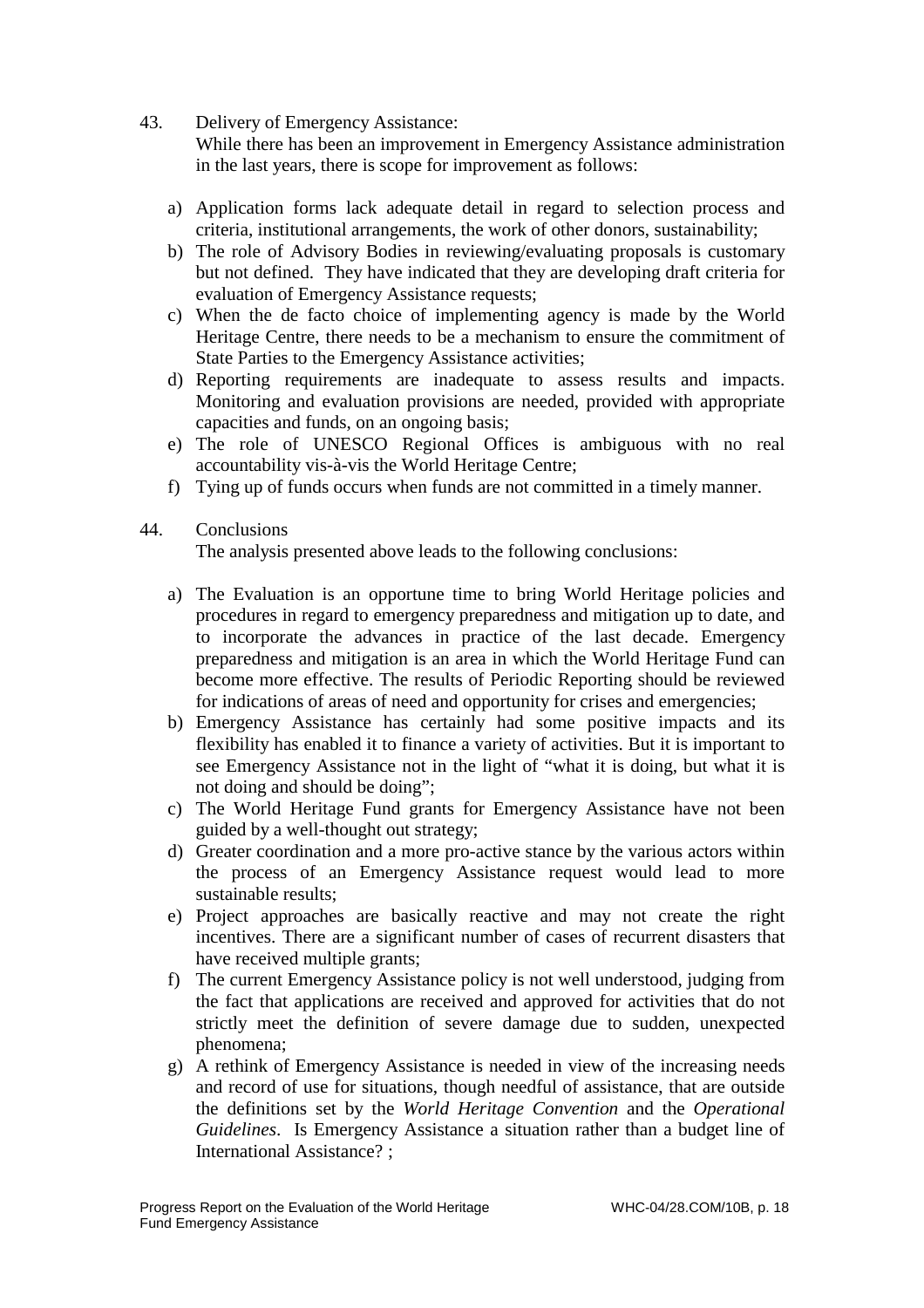43. Delivery of Emergency Assistance:
While there has been an improvement in Emergency Assistance administration in the last years, there is scope for improvement as follows:

a) Application forms lack adequate detail in regard to selection process and criteria, institutional arrangements, the work of other donors, sustainability;
b) The role of Advisory Bodies in reviewing/evaluating proposals is customary but not defined. They have indicated that they are developing draft criteria for evaluation of Emergency Assistance requests;
c) When the de facto choice of implementing agency is made by the World Heritage Centre, there needs to be a mechanism to ensure the commitment of State Parties to the Emergency Assistance activities;
d) Reporting requirements are inadequate to assess results and impacts. Monitoring and evaluation provisions are needed, provided with appropriate capacities and funds, on an ongoing basis;
e) The role of UNESCO Regional Offices is ambiguous with no real accountability vis-à-vis the World Heritage Centre;
f) Tying up of funds occurs when funds are not committed in a timely manner.

44. Conclusions
The analysis presented above leads to the following conclusions:

a) The Evaluation is an opportune time to bring World Heritage policies and procedures in regard to emergency preparedness and mitigation up to date, and to incorporate the advances in practice of the last decade. Emergency preparedness and mitigation is an area in which the World Heritage Fund can become more effective. The results of Periodic Reporting should be reviewed for indications of areas of need and opportunity for crises and emergencies;
b) Emergency Assistance has certainly had some positive impacts and its flexibility has enabled it to finance a variety of activities. But it is important to see Emergency Assistance not in the light of "what it is doing, but what it is not doing and should be doing";
c) The World Heritage Fund grants for Emergency Assistance have not been guided by a well-thought out strategy;
d) Greater coordination and a more pro-active stance by the various actors within the process of an Emergency Assistance request would lead to more sustainable results;
e) Project approaches are basically reactive and may not create the right incentives. There are a significant number of cases of recurrent disasters that have received multiple grants;
f) The current Emergency Assistance policy is not well understood, judging from the fact that applications are received and approved for activities that do not strictly meet the definition of severe damage due to sudden, unexpected phenomena;
g) A rethink of Emergency Assistance is needed in view of the increasing needs and record of use for situations, though needful of assistance, that are outside the definitions set by the *World Heritage Convention* and the *Operational Guidelines*. Is Emergency Assistance a situation rather than a budget line of International Assistance? ;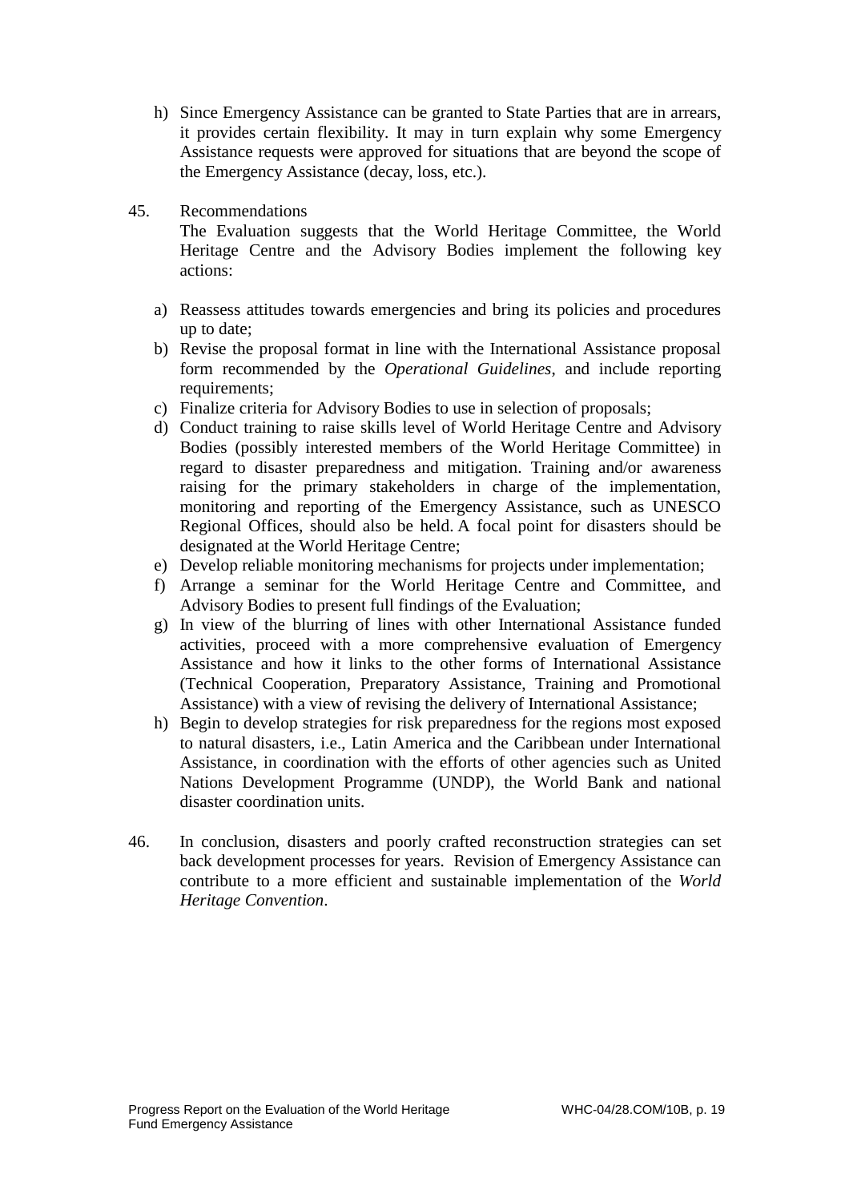h) Since Emergency Assistance can be granted to State Parties that are in arrears, it provides certain flexibility. It may in turn explain why some Emergency Assistance requests were approved for situations that are beyond the scope of the Emergency Assistance (decay, loss, etc.).

45. Recommendations

The Evaluation suggests that the World Heritage Committee, the World Heritage Centre and the Advisory Bodies implement the following key actions:

a) Reassess attitudes towards emergencies and bring its policies and procedures up to date;
b) Revise the proposal format in line with the International Assistance proposal form recommended by the *Operational Guidelines*, and include reporting requirements;
c) Finalize criteria for Advisory Bodies to use in selection of proposals;
d) Conduct training to raise skills level of World Heritage Centre and Advisory Bodies (possibly interested members of the World Heritage Committee) in regard to disaster preparedness and mitigation. Training and/or awareness raising for the primary stakeholders in charge of the implementation, monitoring and reporting of the Emergency Assistance, such as UNESCO Regional Offices, should also be held. A focal point for disasters should be designated at the World Heritage Centre;
e) Develop reliable monitoring mechanisms for projects under implementation;
f) Arrange a seminar for the World Heritage Centre and Committee, and Advisory Bodies to present full findings of the Evaluation;
g) In view of the blurring of lines with other International Assistance funded activities, proceed with a more comprehensive evaluation of Emergency Assistance and how it links to the other forms of International Assistance (Technical Cooperation, Preparatory Assistance, Training and Promotional Assistance) with a view of revising the delivery of International Assistance;
h) Begin to develop strategies for risk preparedness for the regions most exposed to natural disasters, i.e., Latin America and the Caribbean under International Assistance, in coordination with the efforts of other agencies such as United Nations Development Programme (UNDP), the World Bank and national disaster coordination units.

46. In conclusion, disasters and poorly crafted reconstruction strategies can set back development processes for years. Revision of Emergency Assistance can contribute to a more efficient and sustainable implementation of the *World Heritage Convention*.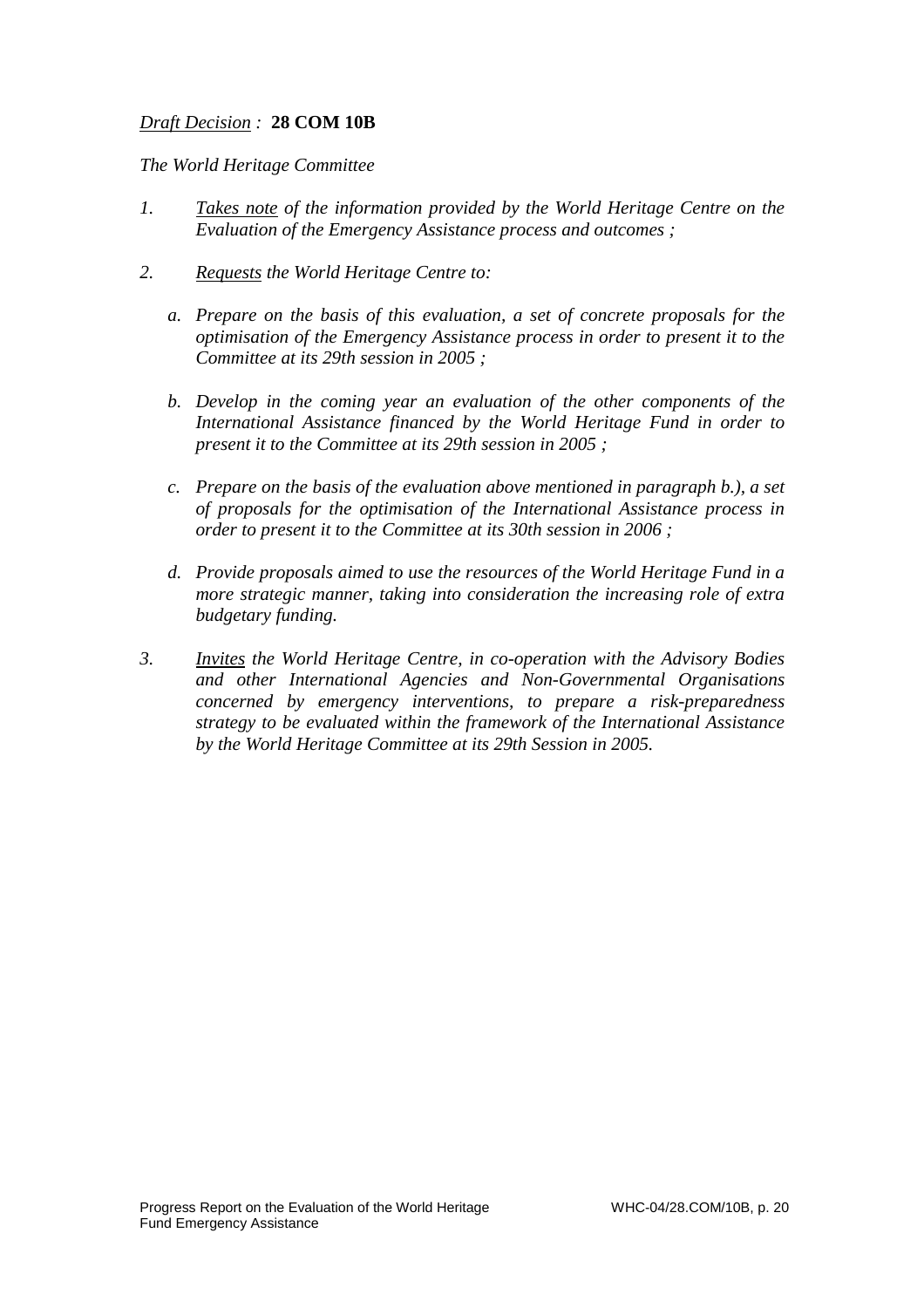*Draft Decision :* **28 COM 10B**

*The World Heritage Committee*

1. *Takes note of the information provided by the World Heritage Centre on the Evaluation of the Emergency Assistance process and outcomes ;*

2. *Requests the World Heritage Centre to:*

   a. *Prepare on the basis of this evaluation, a set of concrete proposals for the optimisation of the Emergency Assistance process in order to present it to the Committee at its 29th session in 2005 ;*

   b. *Develop in the coming year an evaluation of the other components of the International Assistance financed by the World Heritage Fund in order to present it to the Committee at its 29th session in 2005 ;*

   c. *Prepare on the basis of the evaluation above mentioned in paragraph b.), a set of proposals for the optimisation of the International Assistance process in order to present it to the Committee at its 30th session in 2006 ;*

   d. *Provide proposals aimed to use the resources of the World Heritage Fund in a more strategic manner, taking into consideration the increasing role of extra budgetary funding.*

3. *Invites the World Heritage Centre, in co-operation with the Advisory Bodies and other International Agencies and Non-Governmental Organisations concerned by emergency interventions, to prepare a risk-preparedness strategy to be evaluated within the framework of the International Assistance by the World Heritage Committee at its 29th Session in 2005.*